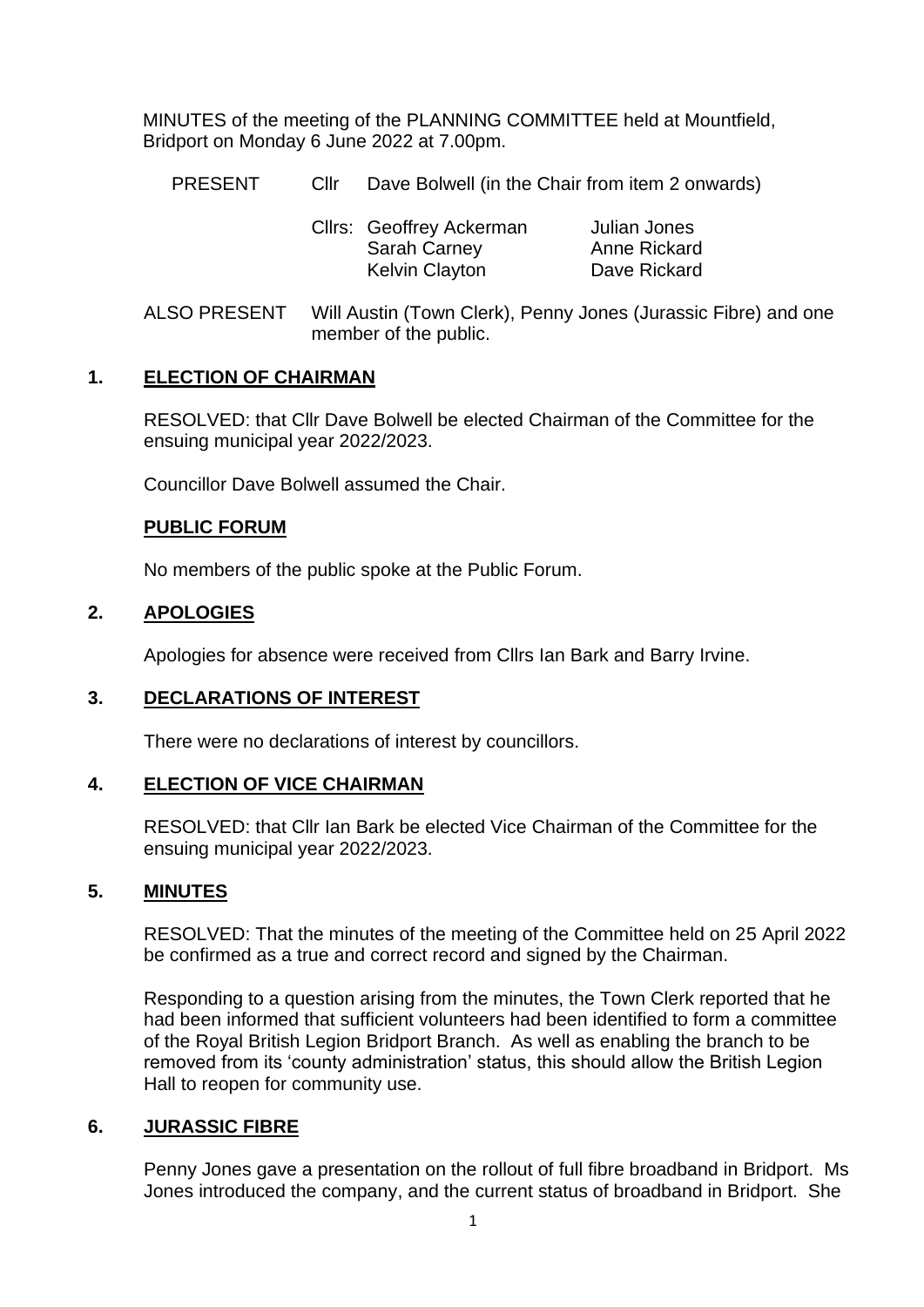MINUTES of the meeting of the PLANNING COMMITTEE held at Mountfield, Bridport on Monday 6 June 2022 at 7.00pm.

| PRESENT | Cllr | Dave Bolwell (in the Chair from item 2 onwards) | |
|---|---|---|---|
| | Cllrs: | Geoffrey Ackerman | Julian Jones |
| | | Sarah Carney | Anne Rickard |
| | | Kelvin Clayton | Dave Rickard |

ALSO PRESENT Will Austin (Town Clerk), Penny Jones (Jurassic Fibre) and one member of the public.

## 1. ELECTION OF CHAIRMAN

RESOLVED: that Cllr Dave Bolwell be elected Chairman of the Committee for the ensuing municipal year 2022/2023.

Councillor Dave Bolwell assumed the Chair.

## PUBLIC FORUM

No members of the public spoke at the Public Forum.

## 2. APOLOGIES

Apologies for absence were received from Cllrs Ian Bark and Barry Irvine.

## 3. DECLARATIONS OF INTEREST

There were no declarations of interest by councillors.

## 4. ELECTION OF VICE CHAIRMAN

RESOLVED: that Cllr Ian Bark be elected Vice Chairman of the Committee for the ensuing municipal year 2022/2023.

## 5. MINUTES

RESOLVED: That the minutes of the meeting of the Committee held on 25 April 2022 be confirmed as a true and correct record and signed by the Chairman.

Responding to a question arising from the minutes, the Town Clerk reported that he had been informed that sufficient volunteers had been identified to form a committee of the Royal British Legion Bridport Branch. As well as enabling the branch to be removed from its 'county administration' status, this should allow the British Legion Hall to reopen for community use.

## 6. JURASSIC FIBRE

Penny Jones gave a presentation on the rollout of full fibre broadband in Bridport. Ms Jones introduced the company, and the current status of broadband in Bridport. She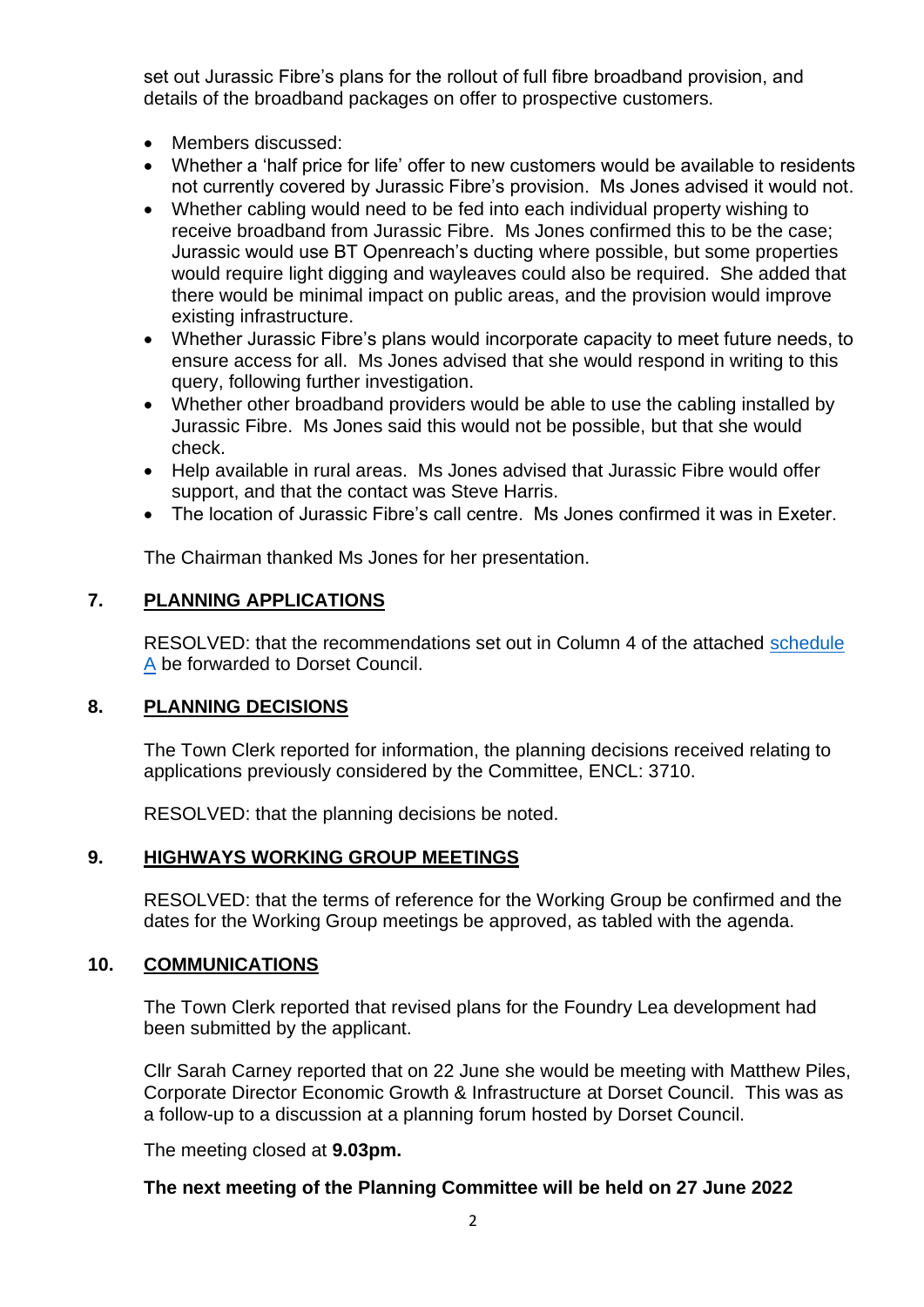set out Jurassic Fibre's plans for the rollout of full fibre broadband provision, and details of the broadband packages on offer to prospective customers.

- Members discussed:
- Whether a 'half price for life' offer to new customers would be available to residents not currently covered by Jurassic Fibre's provision. Ms Jones advised it would not.
- Whether cabling would need to be fed into each individual property wishing to receive broadband from Jurassic Fibre. Ms Jones confirmed this to be the case; Jurassic would use BT Openreach's ducting where possible, but some properties would require light digging and wayleaves could also be required. She added that there would be minimal impact on public areas, and the provision would improve existing infrastructure.
- Whether Jurassic Fibre's plans would incorporate capacity to meet future needs, to ensure access for all. Ms Jones advised that she would respond in writing to this query, following further investigation.
- Whether other broadband providers would be able to use the cabling installed by Jurassic Fibre. Ms Jones said this would not be possible, but that she would check.
- Help available in rural areas. Ms Jones advised that Jurassic Fibre would offer support, and that the contact was Steve Harris.
- The location of Jurassic Fibre's call centre. Ms Jones confirmed it was in Exeter.

The Chairman thanked Ms Jones for her presentation.

## 7. PLANNING APPLICATIONS

RESOLVED: that the recommendations set out in Column 4 of the attached schedule A be forwarded to Dorset Council.

## 8. PLANNING DECISIONS

The Town Clerk reported for information, the planning decisions received relating to applications previously considered by the Committee, ENCL: 3710.

RESOLVED: that the planning decisions be noted.

## 9. HIGHWAYS WORKING GROUP MEETINGS

RESOLVED: that the terms of reference for the Working Group be confirmed and the dates for the Working Group meetings be approved, as tabled with the agenda.

## 10. COMMUNICATIONS

The Town Clerk reported that revised plans for the Foundry Lea development had been submitted by the applicant.

Cllr Sarah Carney reported that on 22 June she would be meeting with Matthew Piles, Corporate Director Economic Growth & Infrastructure at Dorset Council. This was as a follow-up to a discussion at a planning forum hosted by Dorset Council.

The meeting closed at **9.03pm.**

**The next meeting of the Planning Committee will be held on 27 June 2022**